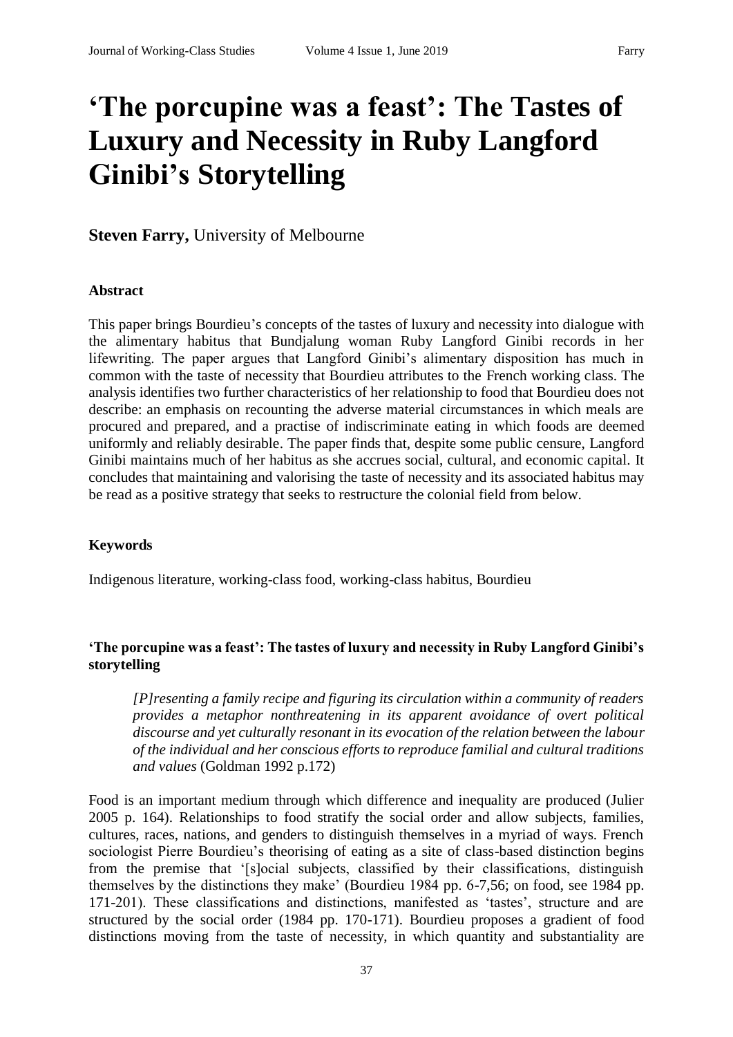# 'The porcupine was a feast': The Tastes of Luxury and Necessity in Ruby Langford Ginibi's Storytelling

**Steven Farry,** University of Melbourne

### Abstract

This paper brings Bourdieu's concepts of the tastes of luxury and necessity into dialogue with the alimentary habitus that Bundjalung woman Ruby Langford Ginibi records in her lifewriting. The paper argues that Langford Ginibi's alimentary disposition has much in common with the taste of necessity that Bourdieu attributes to the French working class. The analysis identifies two further characteristics of her relationship to food that Bourdieu does not describe: an emphasis on recounting the adverse material circumstances in which meals are procured and prepared, and a practise of indiscriminate eating in which foods are deemed uniformly and reliably desirable. The paper finds that, despite some public censure, Langford Ginibi maintains much of her habitus as she accrues social, cultural, and economic capital. It concludes that maintaining and valorising the taste of necessity and its associated habitus may be read as a positive strategy that seeks to restructure the colonial field from below.

### Keywords

Indigenous literature, working-class food, working-class habitus, Bourdieu

### 'The porcupine was a feast': The tastes of luxury and necessity in Ruby Langford Ginibi's storytelling

> *[P]resenting a family recipe and figuring its circulation within a community of readers provides a metaphor nonthreatening in its apparent avoidance of overt political discourse and yet culturally resonant in its evocation of the relation between the labour of the individual and her conscious efforts to reproduce familial and cultural traditions and values* (Goldman 1992 p.172)

Food is an important medium through which difference and inequality are produced (Julier 2005 p. 164). Relationships to food stratify the social order and allow subjects, families, cultures, races, nations, and genders to distinguish themselves in a myriad of ways. French sociologist Pierre Bourdieu's theorising of eating as a site of class-based distinction begins from the premise that '[s]ocial subjects, classified by their classifications, distinguish themselves by the distinctions they make' (Bourdieu 1984 pp. 6-7,56; on food, see 1984 pp. 171-201). These classifications and distinctions, manifested as 'tastes', structure and are structured by the social order (1984 pp. 170-171). Bourdieu proposes a gradient of food distinctions moving from the taste of necessity, in which quantity and substantiality are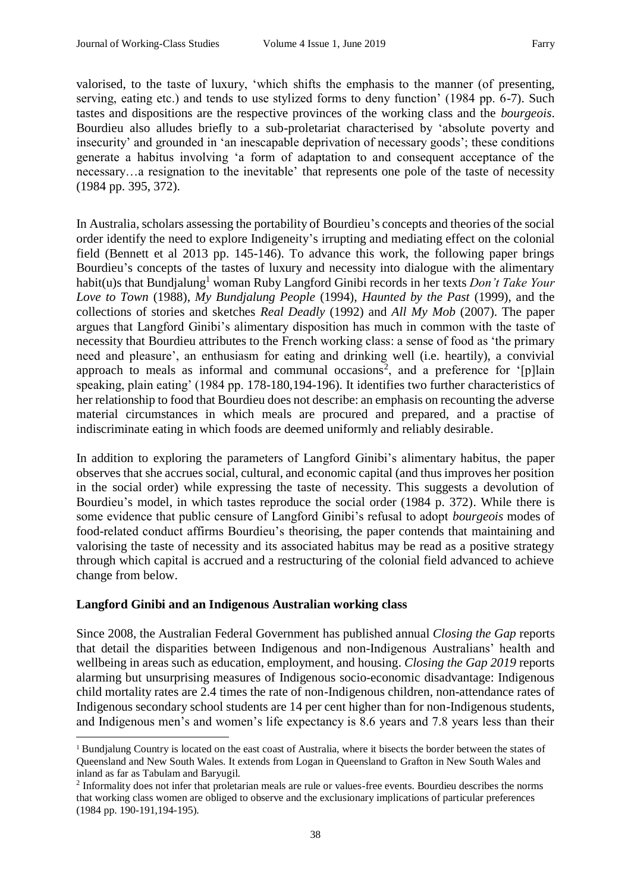valorised, to the taste of luxury, 'which shifts the emphasis to the manner (of presenting, serving, eating etc.) and tends to use stylized forms to deny function' (1984 pp. 6-7). Such tastes and dispositions are the respective provinces of the working class and the *bourgeois*. Bourdieu also alludes briefly to a sub-proletariat characterised by 'absolute poverty and insecurity' and grounded in 'an inescapable deprivation of necessary goods'; these conditions generate a habitus involving 'a form of adaptation to and consequent acceptance of the necessary…a resignation to the inevitable' that represents one pole of the taste of necessity (1984 pp. 395, 372).

In Australia, scholars assessing the portability of Bourdieu's concepts and theories of the social order identify the need to explore Indigeneity's irrupting and mediating effect on the colonial field (Bennett et al 2013 pp. 145-146). To advance this work, the following paper brings Bourdieu's concepts of the tastes of luxury and necessity into dialogue with the alimentary habit(u)s that Bundjalung[1] woman Ruby Langford Ginibi records in her texts *Don't Take Your Love to Town* (1988), *My Bundjalung People* (1994), *Haunted by the Past* (1999), and the collections of stories and sketches *Real Deadly* (1992) and *All My Mob* (2007). The paper argues that Langford Ginibi's alimentary disposition has much in common with the taste of necessity that Bourdieu attributes to the French working class: a sense of food as 'the primary need and pleasure', an enthusiasm for eating and drinking well (i.e. heartily), a convivial approach to meals as informal and communal occasions[2], and a preference for '[p]lain speaking, plain eating' (1984 pp. 178-180,194-196). It identifies two further characteristics of her relationship to food that Bourdieu does not describe: an emphasis on recounting the adverse material circumstances in which meals are procured and prepared, and a practise of indiscriminate eating in which foods are deemed uniformly and reliably desirable.

In addition to exploring the parameters of Langford Ginibi's alimentary habitus, the paper observes that she accrues social, cultural, and economic capital (and thus improves her position in the social order) while expressing the taste of necessity. This suggests a devolution of Bourdieu's model, in which tastes reproduce the social order (1984 p. 372). While there is some evidence that public censure of Langford Ginibi's refusal to adopt *bourgeois* modes of food-related conduct affirms Bourdieu's theorising, the paper contends that maintaining and valorising the taste of necessity and its associated habitus may be read as a positive strategy through which capital is accrued and a restructuring of the colonial field advanced to achieve change from below.

## Langford Ginibi and an Indigenous Australian working class

Since 2008, the Australian Federal Government has published annual *Closing the Gap* reports that detail the disparities between Indigenous and non-Indigenous Australians' health and wellbeing in areas such as education, employment, and housing. *Closing the Gap 2019* reports alarming but unsurprising measures of Indigenous socio-economic disadvantage: Indigenous child mortality rates are 2.4 times the rate of non-Indigenous children, non-attendance rates of Indigenous secondary school students are 14 per cent higher than for non-Indigenous students, and Indigenous men's and women's life expectancy is 8.6 years and 7.8 years less than their

---

[1] Bundjalung Country is located on the east coast of Australia, where it bisects the border between the states of Queensland and New South Wales. It extends from Logan in Queensland to Grafton in New South Wales and inland as far as Tabulam and Baryugil.

[2] Informality does not infer that proletarian meals are rule or values-free events. Bourdieu describes the norms that working class women are obliged to observe and the exclusionary implications of particular preferences (1984 pp. 190-191,194-195).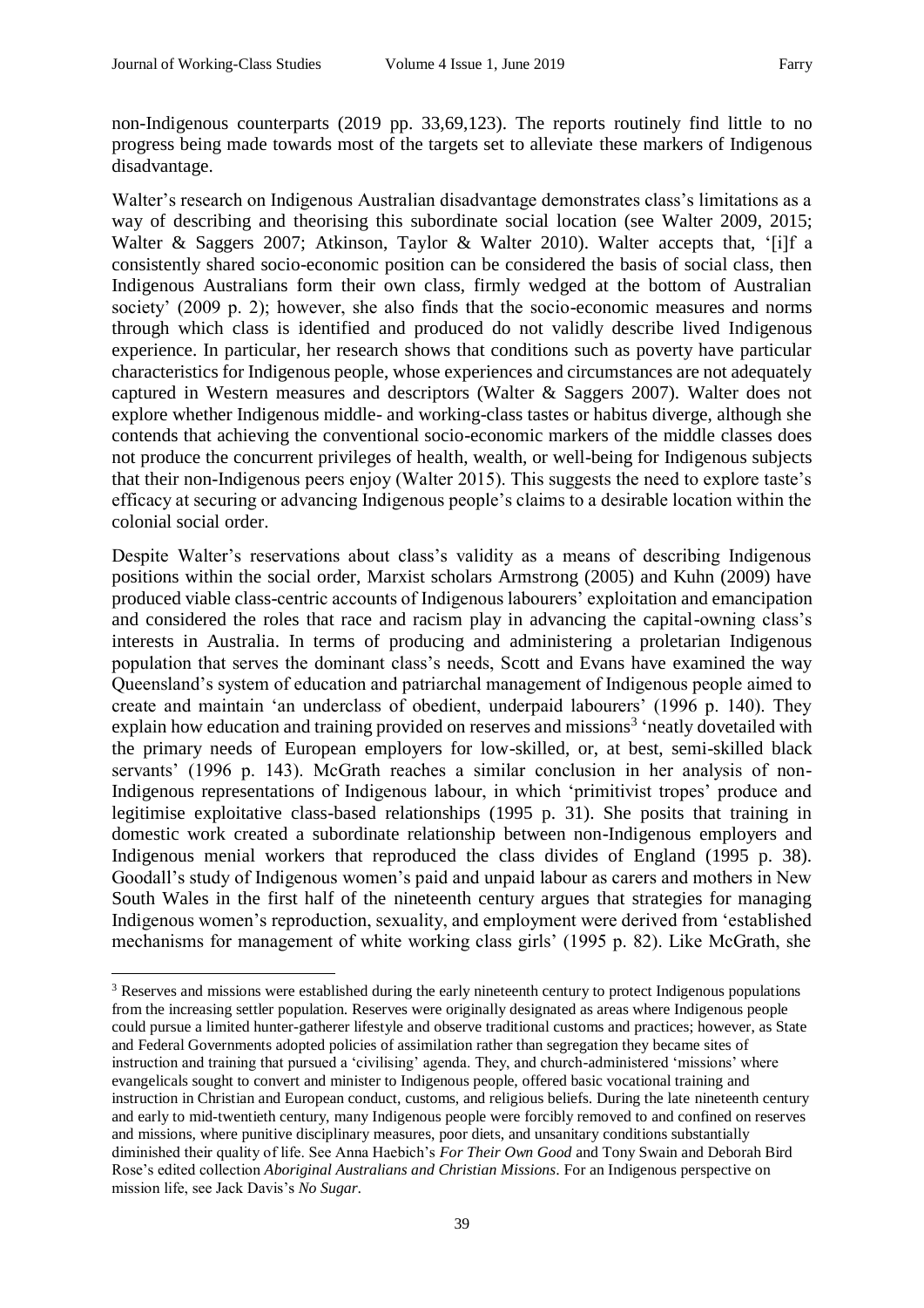non-Indigenous counterparts (2019 pp. 33,69,123). The reports routinely find little to no progress being made towards most of the targets set to alleviate these markers of Indigenous disadvantage.

Walter's research on Indigenous Australian disadvantage demonstrates class's limitations as a way of describing and theorising this subordinate social location (see Walter 2009, 2015; Walter & Saggers 2007; Atkinson, Taylor & Walter 2010). Walter accepts that, '[i]f a consistently shared socio-economic position can be considered the basis of social class, then Indigenous Australians form their own class, firmly wedged at the bottom of Australian society' (2009 p. 2); however, she also finds that the socio-economic measures and norms through which class is identified and produced do not validly describe lived Indigenous experience. In particular, her research shows that conditions such as poverty have particular characteristics for Indigenous people, whose experiences and circumstances are not adequately captured in Western measures and descriptors (Walter & Saggers 2007). Walter does not explore whether Indigenous middle- and working-class tastes or habitus diverge, although she contends that achieving the conventional socio-economic markers of the middle classes does not produce the concurrent privileges of health, wealth, or well-being for Indigenous subjects that their non-Indigenous peers enjoy (Walter 2015). This suggests the need to explore taste's efficacy at securing or advancing Indigenous people's claims to a desirable location within the colonial social order.

Despite Walter's reservations about class's validity as a means of describing Indigenous positions within the social order, Marxist scholars Armstrong (2005) and Kuhn (2009) have produced viable class-centric accounts of Indigenous labourers' exploitation and emancipation and considered the roles that race and racism play in advancing the capital-owning class's interests in Australia. In terms of producing and administering a proletarian Indigenous population that serves the dominant class's needs, Scott and Evans have examined the way Queensland's system of education and patriarchal management of Indigenous people aimed to create and maintain 'an underclass of obedient, underpaid labourers' (1996 p. 140). They explain how education and training provided on reserves and missions[3] 'neatly dovetailed with the primary needs of European employers for low-skilled, or, at best, semi-skilled black servants' (1996 p. 143). McGrath reaches a similar conclusion in her analysis of non-Indigenous representations of Indigenous labour, in which 'primitivist tropes' produce and legitimise exploitative class-based relationships (1995 p. 31). She posits that training in domestic work created a subordinate relationship between non-Indigenous employers and Indigenous menial workers that reproduced the class divides of England (1995 p. 38). Goodall's study of Indigenous women's paid and unpaid labour as carers and mothers in New South Wales in the first half of the nineteenth century argues that strategies for managing Indigenous women's reproduction, sexuality, and employment were derived from 'established mechanisms for management of white working class girls' (1995 p. 82). Like McGrath, she

[3] Reserves and missions were established during the early nineteenth century to protect Indigenous populations from the increasing settler population. Reserves were originally designated as areas where Indigenous people could pursue a limited hunter-gatherer lifestyle and observe traditional customs and practices; however, as State and Federal Governments adopted policies of assimilation rather than segregation they became sites of instruction and training that pursued a 'civilising' agenda. They, and church-administered 'missions' where evangelicals sought to convert and minister to Indigenous people, offered basic vocational training and instruction in Christian and European conduct, customs, and religious beliefs. During the late nineteenth century and early to mid-twentieth century, many Indigenous people were forcibly removed to and confined on reserves and missions, where punitive disciplinary measures, poor diets, and unsanitary conditions substantially diminished their quality of life. See Anna Haebich's *For Their Own Good* and Tony Swain and Deborah Bird Rose's edited collection *Aboriginal Australians and Christian Missions*. For an Indigenous perspective on mission life, see Jack Davis's *No Sugar*.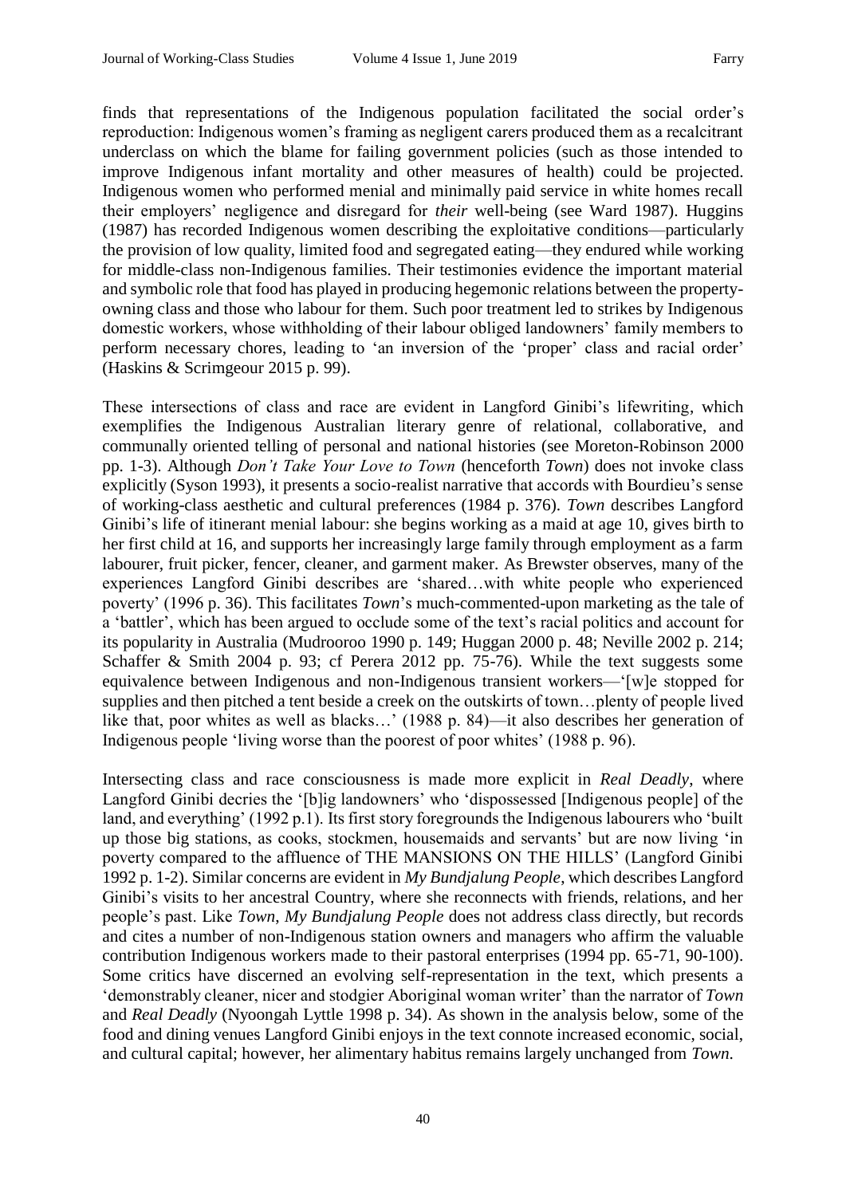finds that representations of the Indigenous population facilitated the social order's reproduction: Indigenous women's framing as negligent carers produced them as a recalcitrant underclass on which the blame for failing government policies (such as those intended to improve Indigenous infant mortality and other measures of health) could be projected. Indigenous women who performed menial and minimally paid service in white homes recall their employers' negligence and disregard for *their* well-being (see Ward 1987). Huggins (1987) has recorded Indigenous women describing the exploitative conditions—particularly the provision of low quality, limited food and segregated eating—they endured while working for middle-class non-Indigenous families. Their testimonies evidence the important material and symbolic role that food has played in producing hegemonic relations between the property-owning class and those who labour for them. Such poor treatment led to strikes by Indigenous domestic workers, whose withholding of their labour obliged landowners' family members to perform necessary chores, leading to 'an inversion of the 'proper' class and racial order' (Haskins & Scrimgeour 2015 p. 99).

These intersections of class and race are evident in Langford Ginibi's lifewriting, which exemplifies the Indigenous Australian literary genre of relational, collaborative, and communally oriented telling of personal and national histories (see Moreton-Robinson 2000 pp. 1-3). Although *Don't Take Your Love to Town* (henceforth *Town*) does not invoke class explicitly (Syson 1993), it presents a socio-realist narrative that accords with Bourdieu's sense of working-class aesthetic and cultural preferences (1984 p. 376). *Town* describes Langford Ginibi's life of itinerant menial labour: she begins working as a maid at age 10, gives birth to her first child at 16, and supports her increasingly large family through employment as a farm labourer, fruit picker, fencer, cleaner, and garment maker. As Brewster observes, many of the experiences Langford Ginibi describes are 'shared…with white people who experienced poverty' (1996 p. 36). This facilitates *Town*'s much-commented-upon marketing as the tale of a 'battler', which has been argued to occlude some of the text's racial politics and account for its popularity in Australia (Mudrooroo 1990 p. 149; Huggan 2000 p. 48; Neville 2002 p. 214; Schaffer & Smith 2004 p. 93; cf Perera 2012 pp. 75-76). While the text suggests some equivalence between Indigenous and non-Indigenous transient workers—'[w]e stopped for supplies and then pitched a tent beside a creek on the outskirts of town…plenty of people lived like that, poor whites as well as blacks…' (1988 p. 84)—it also describes her generation of Indigenous people 'living worse than the poorest of poor whites' (1988 p. 96).

Intersecting class and race consciousness is made more explicit in *Real Deadly*, where Langford Ginibi decries the '[b]ig landowners' who 'dispossessed [Indigenous people] of the land, and everything' (1992 p.1). Its first story foregrounds the Indigenous labourers who 'built up those big stations, as cooks, stockmen, housemaids and servants' but are now living 'in poverty compared to the affluence of THE MANSIONS ON THE HILLS' (Langford Ginibi 1992 p. 1-2). Similar concerns are evident in *My Bundjalung People*, which describes Langford Ginibi's visits to her ancestral Country, where she reconnects with friends, relations, and her people's past. Like *Town*, *My Bundjalung People* does not address class directly, but records and cites a number of non-Indigenous station owners and managers who affirm the valuable contribution Indigenous workers made to their pastoral enterprises (1994 pp. 65-71, 90-100). Some critics have discerned an evolving self-representation in the text, which presents a 'demonstrably cleaner, nicer and stodgier Aboriginal woman writer' than the narrator of *Town* and *Real Deadly* (Nyoongah Lyttle 1998 p. 34). As shown in the analysis below, some of the food and dining venues Langford Ginibi enjoys in the text connote increased economic, social, and cultural capital; however, her alimentary habitus remains largely unchanged from *Town*.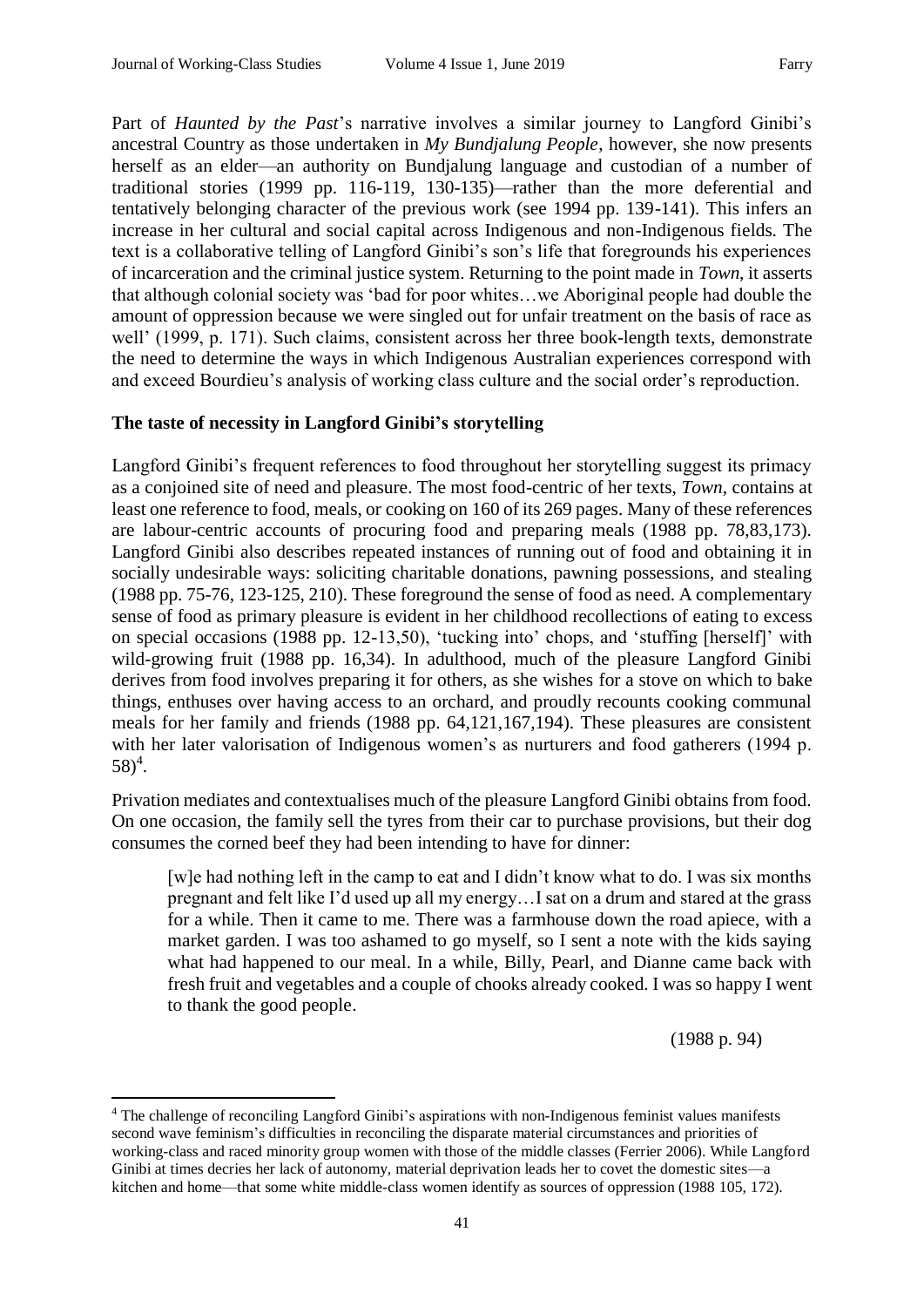Part of *Haunted by the Past*'s narrative involves a similar journey to Langford Ginibi's ancestral Country as those undertaken in *My Bundjalung People*, however, she now presents herself as an elder—an authority on Bundjalung language and custodian of a number of traditional stories (1999 pp. 116-119, 130-135)—rather than the more deferential and tentatively belonging character of the previous work (see 1994 pp. 139-141). This infers an increase in her cultural and social capital across Indigenous and non-Indigenous fields. The text is a collaborative telling of Langford Ginibi's son's life that foregrounds his experiences of incarceration and the criminal justice system. Returning to the point made in *Town*, it asserts that although colonial society was 'bad for poor whites…we Aboriginal people had double the amount of oppression because we were singled out for unfair treatment on the basis of race as well' (1999, p. 171). Such claims, consistent across her three book-length texts, demonstrate the need to determine the ways in which Indigenous Australian experiences correspond with and exceed Bourdieu's analysis of working class culture and the social order's reproduction.

**The taste of necessity in Langford Ginibi's storytelling**

Langford Ginibi's frequent references to food throughout her storytelling suggest its primacy as a conjoined site of need and pleasure. The most food-centric of her texts, *Town*, contains at least one reference to food, meals, or cooking on 160 of its 269 pages. Many of these references are labour-centric accounts of procuring food and preparing meals (1988 pp. 78,83,173). Langford Ginibi also describes repeated instances of running out of food and obtaining it in socially undesirable ways: soliciting charitable donations, pawning possessions, and stealing (1988 pp. 75-76, 123-125, 210). These foreground the sense of food as need. A complementary sense of food as primary pleasure is evident in her childhood recollections of eating to excess on special occasions (1988 pp. 12-13,50), 'tucking into' chops, and 'stuffing [herself]' with wild-growing fruit (1988 pp. 16,34). In adulthood, much of the pleasure Langford Ginibi derives from food involves preparing it for others, as she wishes for a stove on which to bake things, enthuses over having access to an orchard, and proudly recounts cooking communal meals for her family and friends (1988 pp. 64,121,167,194). These pleasures are consistent with her later valorisation of Indigenous women's as nurturers and food gatherers (1994 p. 58)[4].

Privation mediates and contextualises much of the pleasure Langford Ginibi obtains from food. On one occasion, the family sell the tyres from their car to purchase provisions, but their dog consumes the corned beef they had been intending to have for dinner:

> [w]e had nothing left in the camp to eat and I didn't know what to do. I was six months pregnant and felt like I'd used up all my energy…I sat on a drum and stared at the grass for a while. Then it came to me. There was a farmhouse down the road apiece, with a market garden. I was too ashamed to go myself, so I sent a note with the kids saying what had happened to our meal. In a while, Billy, Pearl, and Dianne came back with fresh fruit and vegetables and a couple of chooks already cooked. I was so happy I went to thank the good people.
>
> (1988 p. 94)

---

[4] The challenge of reconciling Langford Ginibi's aspirations with non-Indigenous feminist values manifests second wave feminism's difficulties in reconciling the disparate material circumstances and priorities of working-class and raced minority group women with those of the middle classes (Ferrier 2006). While Langford Ginibi at times decries her lack of autonomy, material deprivation leads her to covet the domestic sites—a kitchen and home—that some white middle-class women identify as sources of oppression (1988 105, 172).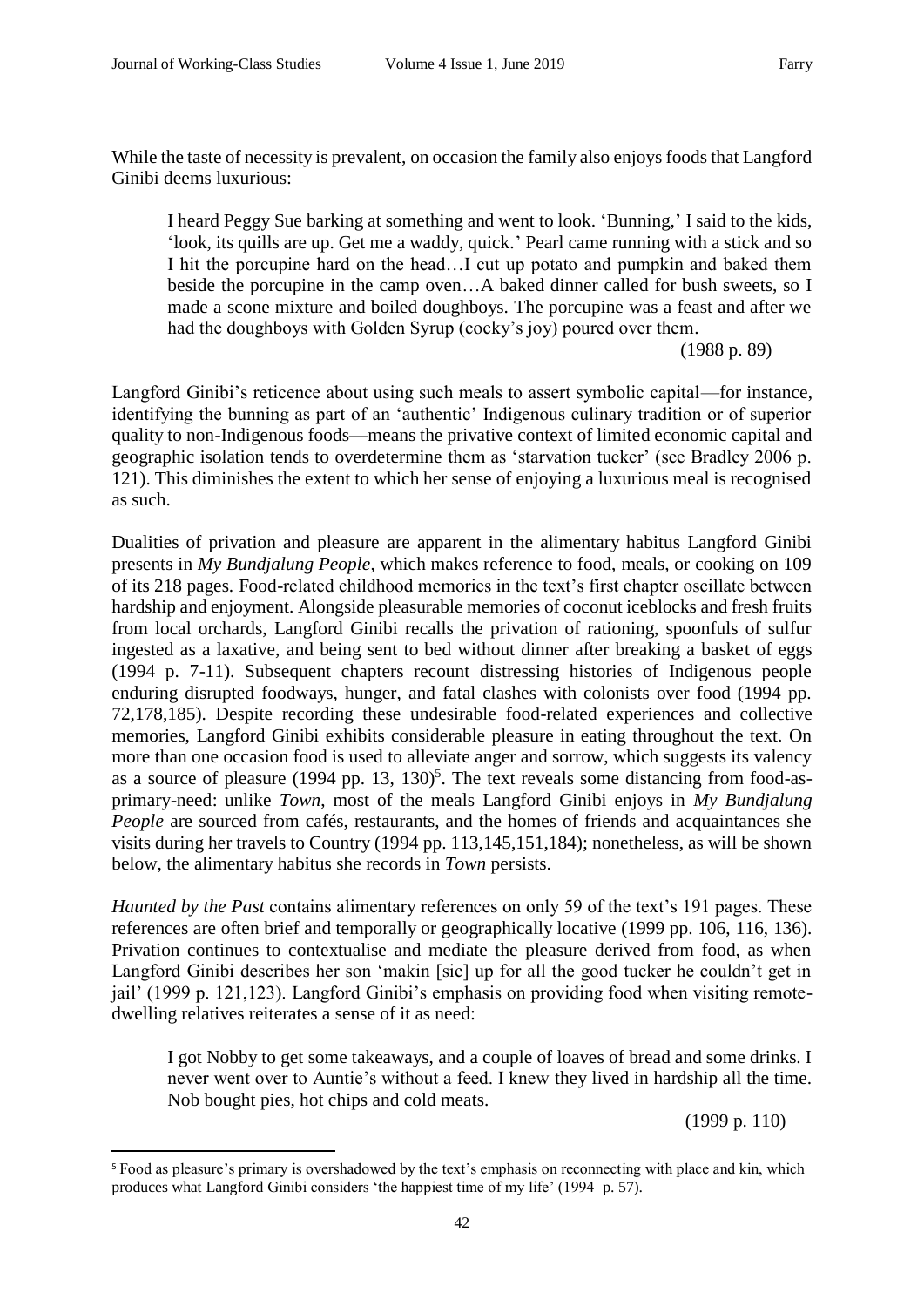While the taste of necessity is prevalent, on occasion the family also enjoys foods that Langford Ginibi deems luxurious:

> I heard Peggy Sue barking at something and went to look. 'Bunning,' I said to the kids, 'look, its quills are up. Get me a waddy, quick.' Pearl came running with a stick and so I hit the porcupine hard on the head…I cut up potato and pumpkin and baked them beside the porcupine in the camp oven…A baked dinner called for bush sweets, so I made a scone mixture and boiled doughboys. The porcupine was a feast and after we had the doughboys with Golden Syrup (cocky's joy) poured over them.
>
> (1988 p. 89)

Langford Ginibi's reticence about using such meals to assert symbolic capital—for instance, identifying the bunning as part of an 'authentic' Indigenous culinary tradition or of superior quality to non-Indigenous foods—means the privative context of limited economic capital and geographic isolation tends to overdetermine them as 'starvation tucker' (see Bradley 2006 p. 121). This diminishes the extent to which her sense of enjoying a luxurious meal is recognised as such.

Dualities of privation and pleasure are apparent in the alimentary habitus Langford Ginibi presents in *My Bundjalung People*, which makes reference to food, meals, or cooking on 109 of its 218 pages. Food-related childhood memories in the text's first chapter oscillate between hardship and enjoyment. Alongside pleasurable memories of coconut iceblocks and fresh fruits from local orchards, Langford Ginibi recalls the privation of rationing, spoonfuls of sulfur ingested as a laxative, and being sent to bed without dinner after breaking a basket of eggs (1994 p. 7-11). Subsequent chapters recount distressing histories of Indigenous people enduring disrupted foodways, hunger, and fatal clashes with colonists over food (1994 pp. 72,178,185). Despite recording these undesirable food-related experiences and collective memories, Langford Ginibi exhibits considerable pleasure in eating throughout the text. On more than one occasion food is used to alleviate anger and sorrow, which suggests its valency as a source of pleasure (1994 pp. 13, 130)[5]. The text reveals some distancing from food-as-primary-need: unlike *Town*, most of the meals Langford Ginibi enjoys in *My Bundjalung People* are sourced from cafés, restaurants, and the homes of friends and acquaintances she visits during her travels to Country (1994 pp. 113,145,151,184); nonetheless, as will be shown below, the alimentary habitus she records in *Town* persists.

*Haunted by the Past* contains alimentary references on only 59 of the text's 191 pages. These references are often brief and temporally or geographically locative (1999 pp. 106, 116, 136). Privation continues to contextualise and mediate the pleasure derived from food, as when Langford Ginibi describes her son 'makin [sic] up for all the good tucker he couldn't get in jail' (1999 p. 121,123). Langford Ginibi's emphasis on providing food when visiting remote-dwelling relatives reiterates a sense of it as need:

> I got Nobby to get some takeaways, and a couple of loaves of bread and some drinks. I never went over to Auntie's without a feed. I knew they lived in hardship all the time. Nob bought pies, hot chips and cold meats.
>
> (1999 p. 110)

---

[5] Food as pleasure's primary is overshadowed by the text's emphasis on reconnecting with place and kin, which produces what Langford Ginibi considers 'the happiest time of my life' (1994 p. 57).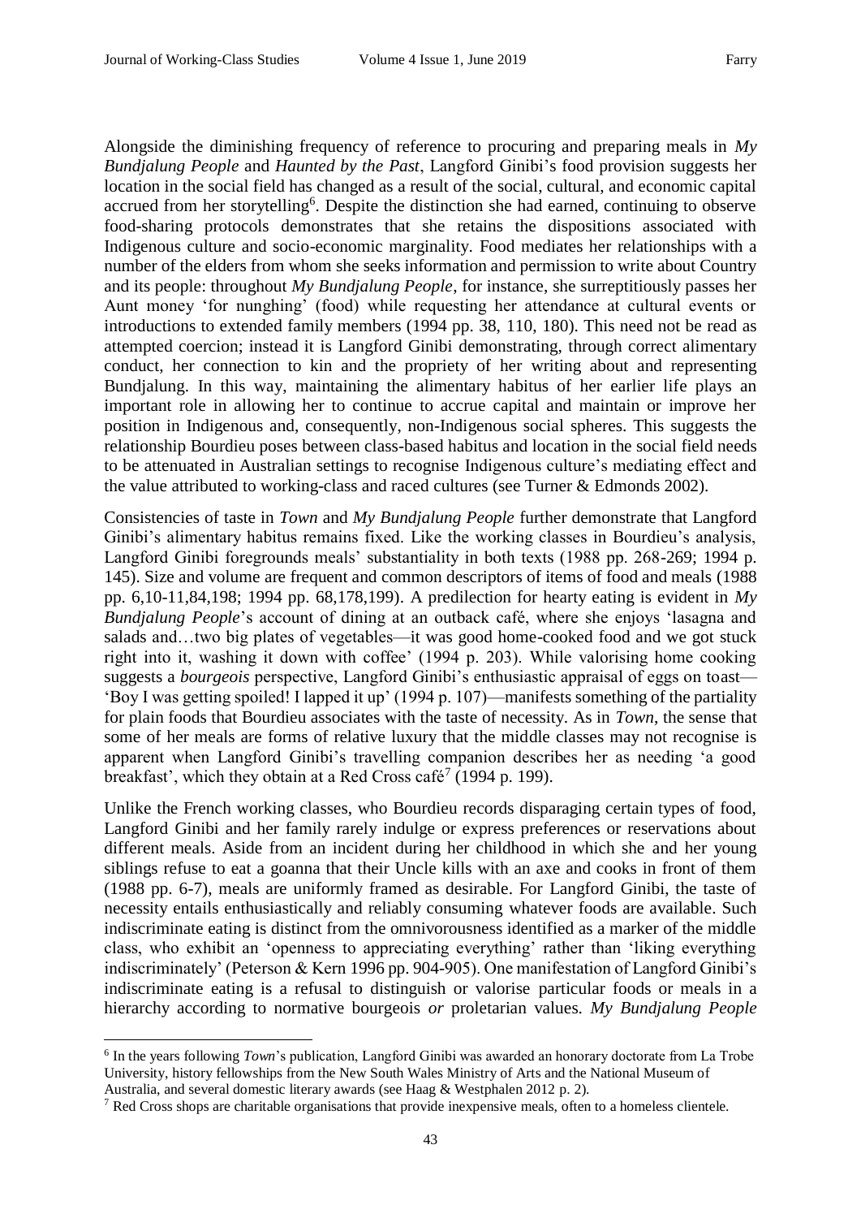Alongside the diminishing frequency of reference to procuring and preparing meals in *My Bundjalung People* and *Haunted by the Past*, Langford Ginibi's food provision suggests her location in the social field has changed as a result of the social, cultural, and economic capital accrued from her storytelling[6]. Despite the distinction she had earned, continuing to observe food-sharing protocols demonstrates that she retains the dispositions associated with Indigenous culture and socio-economic marginality. Food mediates her relationships with a number of the elders from whom she seeks information and permission to write about Country and its people: throughout *My Bundjalung People*, for instance, she surreptitiously passes her Aunt money 'for nunghing' (food) while requesting her attendance at cultural events or introductions to extended family members (1994 pp. 38, 110, 180). This need not be read as attempted coercion; instead it is Langford Ginibi demonstrating, through correct alimentary conduct, her connection to kin and the propriety of her writing about and representing Bundjalung. In this way, maintaining the alimentary habitus of her earlier life plays an important role in allowing her to continue to accrue capital and maintain or improve her position in Indigenous and, consequently, non-Indigenous social spheres. This suggests the relationship Bourdieu poses between class-based habitus and location in the social field needs to be attenuated in Australian settings to recognise Indigenous culture's mediating effect and the value attributed to working-class and raced cultures (see Turner & Edmonds 2002).

Consistencies of taste in *Town* and *My Bundjalung People* further demonstrate that Langford Ginibi's alimentary habitus remains fixed. Like the working classes in Bourdieu's analysis, Langford Ginibi foregrounds meals' substantiality in both texts (1988 pp. 268-269; 1994 p. 145). Size and volume are frequent and common descriptors of items of food and meals (1988 pp. 6,10-11,84,198; 1994 pp. 68,178,199). A predilection for hearty eating is evident in *My Bundjalung People*'s account of dining at an outback café, where she enjoys 'lasagna and salads and…two big plates of vegetables—it was good home-cooked food and we got stuck right into it, washing it down with coffee' (1994 p. 203). While valorising home cooking suggests a *bourgeois* perspective, Langford Ginibi's enthusiastic appraisal of eggs on toast—'Boy I was getting spoiled! I lapped it up' (1994 p. 107)—manifests something of the partiality for plain foods that Bourdieu associates with the taste of necessity. As in *Town*, the sense that some of her meals are forms of relative luxury that the middle classes may not recognise is apparent when Langford Ginibi's travelling companion describes her as needing 'a good breakfast', which they obtain at a Red Cross café[7] (1994 p. 199).

Unlike the French working classes, who Bourdieu records disparaging certain types of food, Langford Ginibi and her family rarely indulge or express preferences or reservations about different meals. Aside from an incident during her childhood in which she and her young siblings refuse to eat a goanna that their Uncle kills with an axe and cooks in front of them (1988 pp. 6-7), meals are uniformly framed as desirable. For Langford Ginibi, the taste of necessity entails enthusiastically and reliably consuming whatever foods are available. Such indiscriminate eating is distinct from the omnivorousness identified as a marker of the middle class, who exhibit an 'openness to appreciating everything' rather than 'liking everything indiscriminately' (Peterson & Kern 1996 pp. 904-905). One manifestation of Langford Ginibi's indiscriminate eating is a refusal to distinguish or valorise particular foods or meals in a hierarchy according to normative bourgeois *or* proletarian values. *My Bundjalung People*

---

[6] In the years following *Town*'s publication, Langford Ginibi was awarded an honorary doctorate from La Trobe University, history fellowships from the New South Wales Ministry of Arts and the National Museum of Australia, and several domestic literary awards (see Haag & Westphalen 2012 p. 2).

[7] Red Cross shops are charitable organisations that provide inexpensive meals, often to a homeless clientele.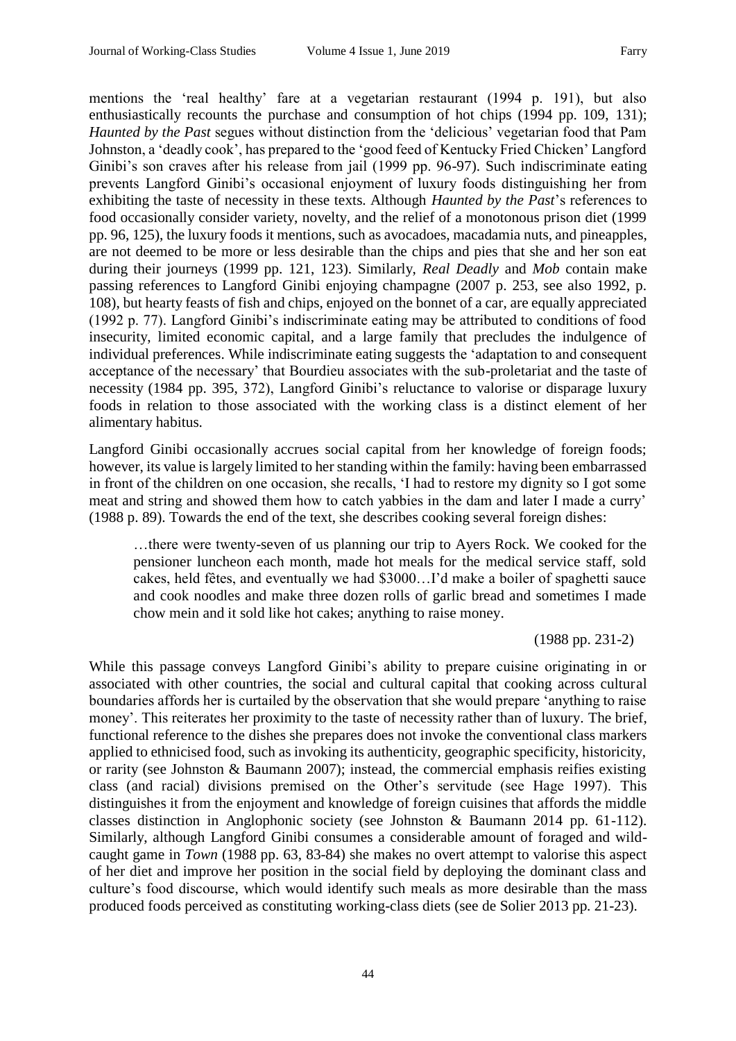mentions the 'real healthy' fare at a vegetarian restaurant (1994 p. 191), but also enthusiastically recounts the purchase and consumption of hot chips (1994 pp. 109, 131); *Haunted by the Past* segues without distinction from the 'delicious' vegetarian food that Pam Johnston, a 'deadly cook', has prepared to the 'good feed of Kentucky Fried Chicken' Langford Ginibi's son craves after his release from jail (1999 pp. 96-97). Such indiscriminate eating prevents Langford Ginibi's occasional enjoyment of luxury foods distinguishing her from exhibiting the taste of necessity in these texts. Although *Haunted by the Past*'s references to food occasionally consider variety, novelty, and the relief of a monotonous prison diet (1999 pp. 96, 125), the luxury foods it mentions, such as avocadoes, macadamia nuts, and pineapples, are not deemed to be more or less desirable than the chips and pies that she and her son eat during their journeys (1999 pp. 121, 123). Similarly, *Real Deadly* and *Mob* contain make passing references to Langford Ginibi enjoying champagne (2007 p. 253, see also 1992, p. 108), but hearty feasts of fish and chips, enjoyed on the bonnet of a car, are equally appreciated (1992 p. 77). Langford Ginibi's indiscriminate eating may be attributed to conditions of food insecurity, limited economic capital, and a large family that precludes the indulgence of individual preferences. While indiscriminate eating suggests the 'adaptation to and consequent acceptance of the necessary' that Bourdieu associates with the sub-proletariat and the taste of necessity (1984 pp. 395, 372), Langford Ginibi's reluctance to valorise or disparage luxury foods in relation to those associated with the working class is a distinct element of her alimentary habitus.

Langford Ginibi occasionally accrues social capital from her knowledge of foreign foods; however, its value is largely limited to her standing within the family: having been embarrassed in front of the children on one occasion, she recalls, 'I had to restore my dignity so I got some meat and string and showed them how to catch yabbies in the dam and later I made a curry' (1988 p. 89). Towards the end of the text, she describes cooking several foreign dishes:

> …there were twenty-seven of us planning our trip to Ayers Rock. We cooked for the pensioner luncheon each month, made hot meals for the medical service staff, sold cakes, held fêtes, and eventually we had $3000…I'd make a boiler of spaghetti sauce and cook noodles and make three dozen rolls of garlic bread and sometimes I made chow mein and it sold like hot cakes; anything to raise money.
>
> (1988 pp. 231-2)

While this passage conveys Langford Ginibi's ability to prepare cuisine originating in or associated with other countries, the social and cultural capital that cooking across cultural boundaries affords her is curtailed by the observation that she would prepare 'anything to raise money'. This reiterates her proximity to the taste of necessity rather than of luxury. The brief, functional reference to the dishes she prepares does not invoke the conventional class markers applied to ethnicised food, such as invoking its authenticity, geographic specificity, historicity, or rarity (see Johnston & Baumann 2007); instead, the commercial emphasis reifies existing class (and racial) divisions premised on the Other's servitude (see Hage 1997). This distinguishes it from the enjoyment and knowledge of foreign cuisines that affords the middle classes distinction in Anglophonic society (see Johnston & Baumann 2014 pp. 61-112). Similarly, although Langford Ginibi consumes a considerable amount of foraged and wild-caught game in *Town* (1988 pp. 63, 83-84) she makes no overt attempt to valorise this aspect of her diet and improve her position in the social field by deploying the dominant class and culture's food discourse, which would identify such meals as more desirable than the mass produced foods perceived as constituting working-class diets (see de Solier 2013 pp. 21-23).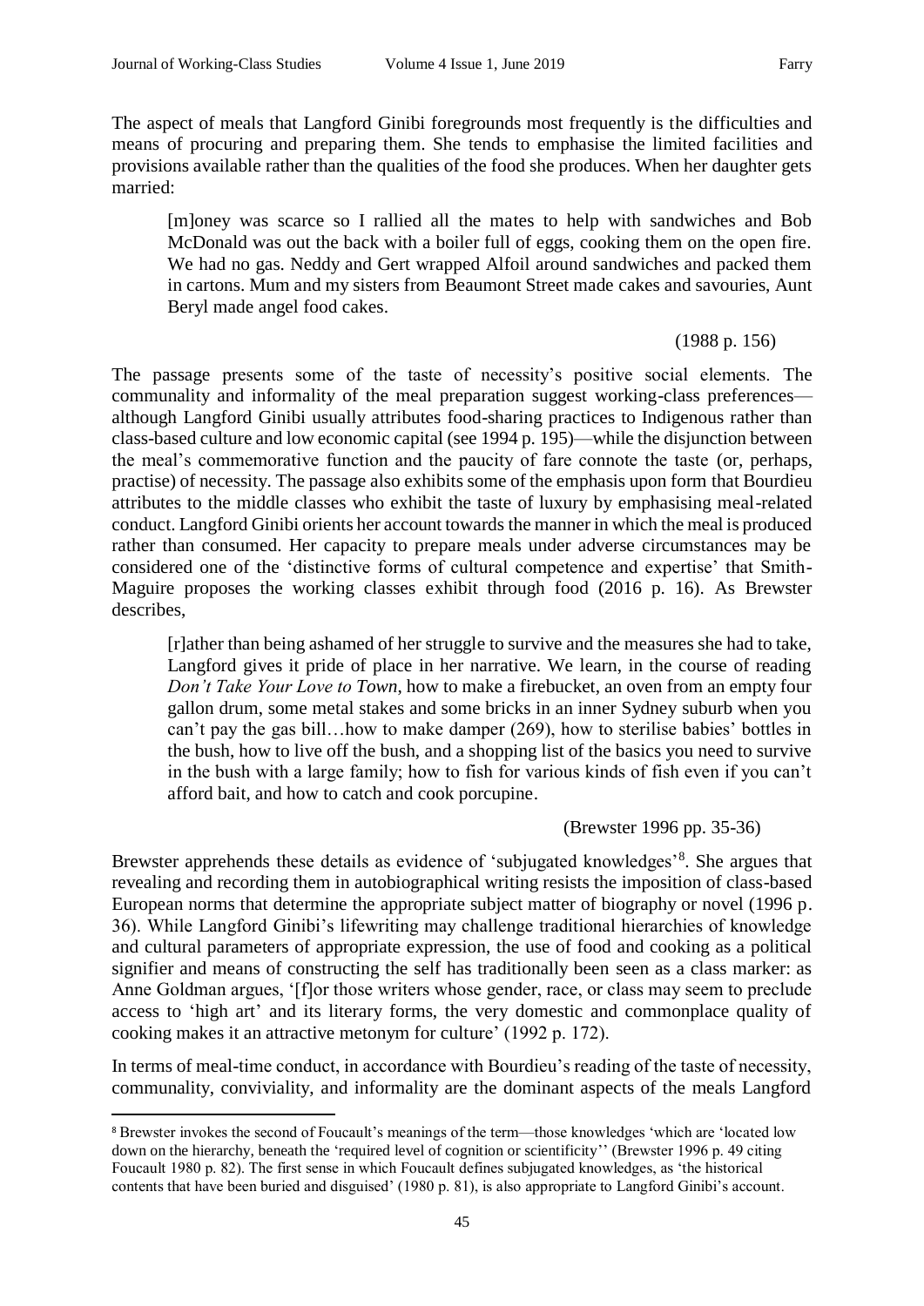The aspect of meals that Langford Ginibi foregrounds most frequently is the difficulties and means of procuring and preparing them. She tends to emphasise the limited facilities and provisions available rather than the qualities of the food she produces. When her daughter gets married:

> [m]oney was scarce so I rallied all the mates to help with sandwiches and Bob McDonald was out the back with a boiler full of eggs, cooking them on the open fire. We had no gas. Neddy and Gert wrapped Alfoil around sandwiches and packed them in cartons. Mum and my sisters from Beaumont Street made cakes and savouries, Aunt Beryl made angel food cakes.
>
> (1988 p. 156)

The passage presents some of the taste of necessity's positive social elements. The communality and informality of the meal preparation suggest working-class preferences—although Langford Ginibi usually attributes food-sharing practices to Indigenous rather than class-based culture and low economic capital (see 1994 p. 195)—while the disjunction between the meal's commemorative function and the paucity of fare connote the taste (or, perhaps, practise) of necessity. The passage also exhibits some of the emphasis upon form that Bourdieu attributes to the middle classes who exhibit the taste of luxury by emphasising meal-related conduct. Langford Ginibi orients her account towards the manner in which the meal is produced rather than consumed. Her capacity to prepare meals under adverse circumstances may be considered one of the 'distinctive forms of cultural competence and expertise' that Smith-Maguire proposes the working classes exhibit through food (2016 p. 16). As Brewster describes,

> [r]ather than being ashamed of her struggle to survive and the measures she had to take, Langford gives it pride of place in her narrative. We learn, in the course of reading *Don't Take Your Love to Town*, how to make a firebucket, an oven from an empty four gallon drum, some metal stakes and some bricks in an inner Sydney suburb when you can't pay the gas bill…how to make damper (269), how to sterilise babies' bottles in the bush, how to live off the bush, and a shopping list of the basics you need to survive in the bush with a large family; how to fish for various kinds of fish even if you can't afford bait, and how to catch and cook porcupine.
>
> (Brewster 1996 pp. 35-36)

Brewster apprehends these details as evidence of 'subjugated knowledges'[8]. She argues that revealing and recording them in autobiographical writing resists the imposition of class-based European norms that determine the appropriate subject matter of biography or novel (1996 p. 36). While Langford Ginibi's lifewriting may challenge traditional hierarchies of knowledge and cultural parameters of appropriate expression, the use of food and cooking as a political signifier and means of constructing the self has traditionally been seen as a class marker: as Anne Goldman argues, '[f]or those writers whose gender, race, or class may seem to preclude access to 'high art' and its literary forms, the very domestic and commonplace quality of cooking makes it an attractive metonym for culture' (1992 p. 172).

In terms of meal-time conduct, in accordance with Bourdieu's reading of the taste of necessity, communality, conviviality, and informality are the dominant aspects of the meals Langford

---

[8] Brewster invokes the second of Foucault's meanings of the term—those knowledges 'which are 'located low down on the hierarchy, beneath the 'required level of cognition or scientificity'' (Brewster 1996 p. 49 citing Foucault 1980 p. 82). The first sense in which Foucault defines subjugated knowledges, as 'the historical contents that have been buried and disguised' (1980 p. 81), is also appropriate to Langford Ginibi's account.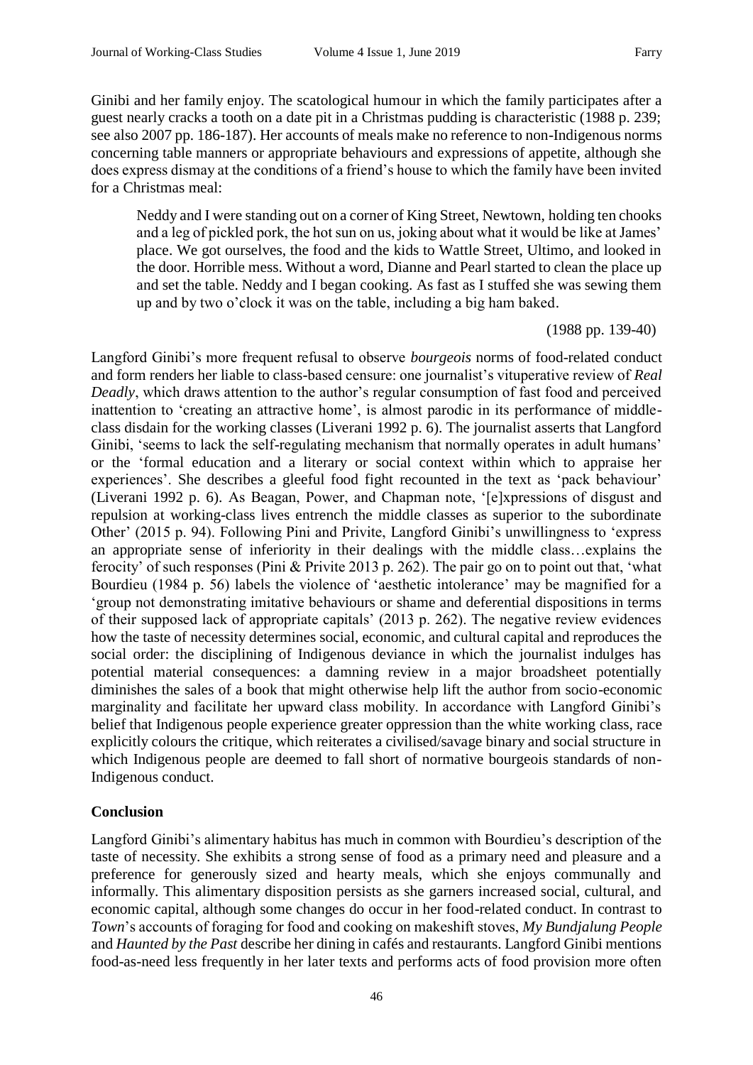Ginibi and her family enjoy. The scatological humour in which the family participates after a guest nearly cracks a tooth on a date pit in a Christmas pudding is characteristic (1988 p. 239; see also 2007 pp. 186-187). Her accounts of meals make no reference to non-Indigenous norms concerning table manners or appropriate behaviours and expressions of appetite, although she does express dismay at the conditions of a friend's house to which the family have been invited for a Christmas meal:

> Neddy and I were standing out on a corner of King Street, Newtown, holding ten chooks and a leg of pickled pork, the hot sun on us, joking about what it would be like at James' place. We got ourselves, the food and the kids to Wattle Street, Ultimo, and looked in the door. Horrible mess. Without a word, Dianne and Pearl started to clean the place up and set the table. Neddy and I began cooking. As fast as I stuffed she was sewing them up and by two o'clock it was on the table, including a big ham baked.
>
> (1988 pp. 139-40)

Langford Ginibi's more frequent refusal to observe *bourgeois* norms of food-related conduct and form renders her liable to class-based censure: one journalist's vituperative review of *Real Deadly*, which draws attention to the author's regular consumption of fast food and perceived inattention to 'creating an attractive home', is almost parodic in its performance of middle-class disdain for the working classes (Liverani 1992 p. 6). The journalist asserts that Langford Ginibi, 'seems to lack the self-regulating mechanism that normally operates in adult humans' or the 'formal education and a literary or social context within which to appraise her experiences'. She describes a gleeful food fight recounted in the text as 'pack behaviour' (Liverani 1992 p. 6). As Beagan, Power, and Chapman note, '[e]xpressions of disgust and repulsion at working-class lives entrench the middle classes as superior to the subordinate Other' (2015 p. 94). Following Pini and Privite, Langford Ginibi's unwillingness to 'express an appropriate sense of inferiority in their dealings with the middle class…explains the ferocity' of such responses (Pini & Privite 2013 p. 262). The pair go on to point out that, 'what Bourdieu (1984 p. 56) labels the violence of 'aesthetic intolerance' may be magnified for a 'group not demonstrating imitative behaviours or shame and deferential dispositions in terms of their supposed lack of appropriate capitals' (2013 p. 262). The negative review evidences how the taste of necessity determines social, economic, and cultural capital and reproduces the social order: the disciplining of Indigenous deviance in which the journalist indulges has potential material consequences: a damning review in a major broadsheet potentially diminishes the sales of a book that might otherwise help lift the author from socio-economic marginality and facilitate her upward class mobility. In accordance with Langford Ginibi's belief that Indigenous people experience greater oppression than the white working class, race explicitly colours the critique, which reiterates a civilised/savage binary and social structure in which Indigenous people are deemed to fall short of normative bourgeois standards of non-Indigenous conduct.

## Conclusion

Langford Ginibi's alimentary habitus has much in common with Bourdieu's description of the taste of necessity. She exhibits a strong sense of food as a primary need and pleasure and a preference for generously sized and hearty meals, which she enjoys communally and informally. This alimentary disposition persists as she garners increased social, cultural, and economic capital, although some changes do occur in her food-related conduct. In contrast to *Town*'s accounts of foraging for food and cooking on makeshift stoves, *My Bundjalung People* and *Haunted by the Past* describe her dining in cafés and restaurants. Langford Ginibi mentions food-as-need less frequently in her later texts and performs acts of food provision more often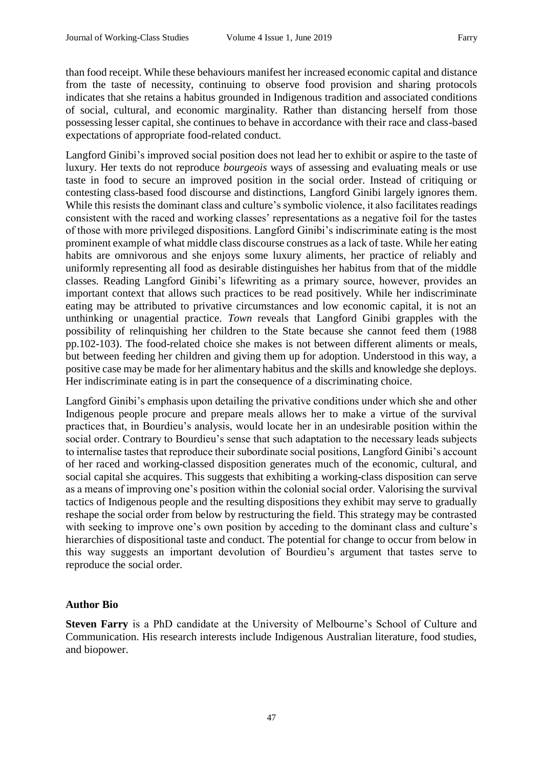than food receipt. While these behaviours manifest her increased economic capital and distance from the taste of necessity, continuing to observe food provision and sharing protocols indicates that she retains a habitus grounded in Indigenous tradition and associated conditions of social, cultural, and economic marginality. Rather than distancing herself from those possessing lesser capital, she continues to behave in accordance with their race and class-based expectations of appropriate food-related conduct.

Langford Ginibi's improved social position does not lead her to exhibit or aspire to the taste of luxury. Her texts do not reproduce *bourgeois* ways of assessing and evaluating meals or use taste in food to secure an improved position in the social order. Instead of critiquing or contesting class-based food discourse and distinctions, Langford Ginibi largely ignores them. While this resists the dominant class and culture's symbolic violence, it also facilitates readings consistent with the raced and working classes' representations as a negative foil for the tastes of those with more privileged dispositions. Langford Ginibi's indiscriminate eating is the most prominent example of what middle class discourse construes as a lack of taste. While her eating habits are omnivorous and she enjoys some luxury aliments, her practice of reliably and uniformly representing all food as desirable distinguishes her habitus from that of the middle classes. Reading Langford Ginibi's lifewriting as a primary source, however, provides an important context that allows such practices to be read positively. While her indiscriminate eating may be attributed to privative circumstances and low economic capital, it is not an unthinking or unagential practice. *Town* reveals that Langford Ginibi grapples with the possibility of relinquishing her children to the State because she cannot feed them (1988 pp.102-103). The food-related choice she makes is not between different aliments or meals, but between feeding her children and giving them up for adoption. Understood in this way, a positive case may be made for her alimentary habitus and the skills and knowledge she deploys. Her indiscriminate eating is in part the consequence of a discriminating choice.

Langford Ginibi's emphasis upon detailing the privative conditions under which she and other Indigenous people procure and prepare meals allows her to make a virtue of the survival practices that, in Bourdieu's analysis, would locate her in an undesirable position within the social order. Contrary to Bourdieu's sense that such adaptation to the necessary leads subjects to internalise tastes that reproduce their subordinate social positions, Langford Ginibi's account of her raced and working-classed disposition generates much of the economic, cultural, and social capital she acquires. This suggests that exhibiting a working-class disposition can serve as a means of improving one's position within the colonial social order. Valorising the survival tactics of Indigenous people and the resulting dispositions they exhibit may serve to gradually reshape the social order from below by restructuring the field. This strategy may be contrasted with seeking to improve one's own position by acceding to the dominant class and culture's hierarchies of dispositional taste and conduct. The potential for change to occur from below in this way suggests an important devolution of Bourdieu's argument that tastes serve to reproduce the social order.

## Author Bio

**Steven Farry** is a PhD candidate at the University of Melbourne's School of Culture and Communication. His research interests include Indigenous Australian literature, food studies, and biopower.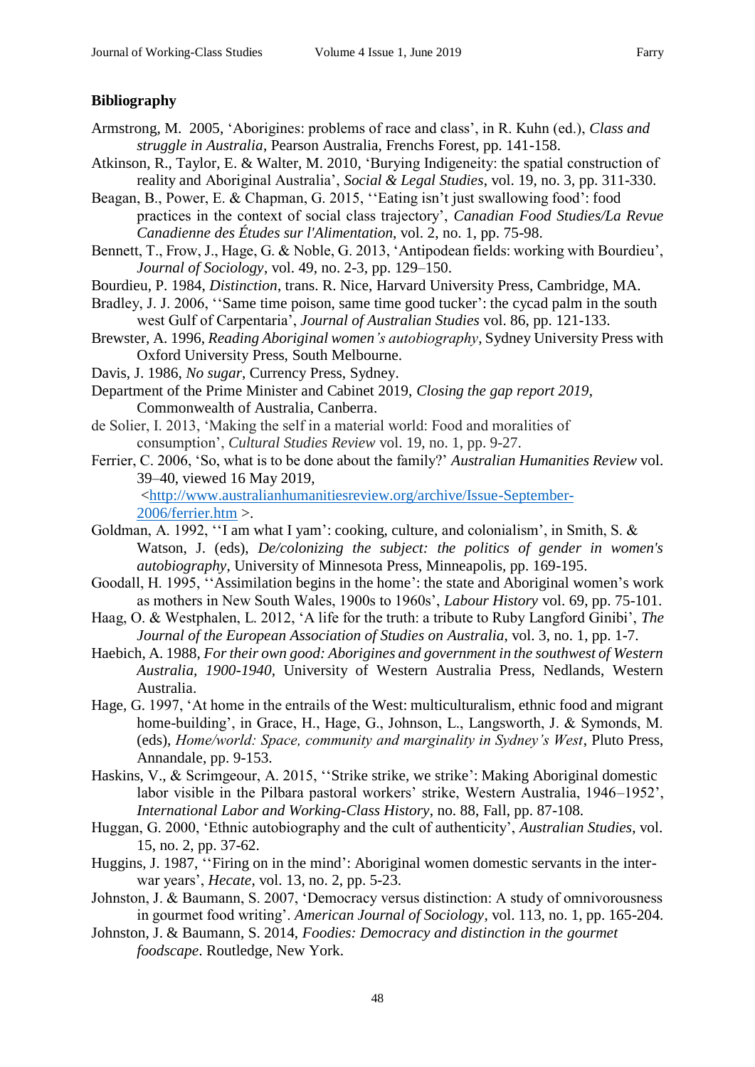## Bibliography

Armstrong, M. 2005, 'Aborigines: problems of race and class', in R. Kuhn (ed.), *Class and struggle in Australia*, Pearson Australia, Frenchs Forest, pp. 141-158.

Atkinson, R., Taylor, E. & Walter, M. 2010, 'Burying Indigeneity: the spatial construction of reality and Aboriginal Australia', *Social & Legal Studies*, vol. 19, no. 3, pp. 311-330.

Beagan, B., Power, E. & Chapman, G. 2015, ''Eating isn't just swallowing food': food practices in the context of social class trajectory', *Canadian Food Studies/La Revue Canadienne des Études sur l'Alimentation*, vol. 2, no. 1, pp. 75-98.

Bennett, T., Frow, J., Hage, G. & Noble, G. 2013, 'Antipodean fields: working with Bourdieu', *Journal of Sociology*, vol. 49, no. 2-3, pp. 129–150.

Bourdieu, P. 1984, *Distinction*, trans. R. Nice, Harvard University Press, Cambridge, MA.

Bradley, J. J. 2006, ''Same time poison, same time good tucker': the cycad palm in the south west Gulf of Carpentaria', *Journal of Australian Studies* vol. 86, pp. 121-133.

Brewster, A. 1996, *Reading Aboriginal women's autobiography*, Sydney University Press with Oxford University Press, South Melbourne.

Davis, J. 1986, *No sugar*, Currency Press, Sydney.

Department of the Prime Minister and Cabinet 2019, *Closing the gap report 2019*, Commonwealth of Australia, Canberra.

de Solier, I. 2013, 'Making the self in a material world: Food and moralities of consumption', *Cultural Studies Review* vol. 19, no. 1, pp. 9-27.

Ferrier, C. 2006, 'So, what is to be done about the family?' *Australian Humanities Review* vol. 39–40, viewed 16 May 2019, <http://www.australianhumanitiesreview.org/archive/Issue-September-2006/ferrier.htm >.

Goldman, A. 1992, ''I am what I yam': cooking, culture, and colonialism', in Smith, S. & Watson, J. (eds), *De/colonizing the subject: the politics of gender in women's autobiography*, University of Minnesota Press, Minneapolis, pp. 169-195.

Goodall, H. 1995, ''Assimilation begins in the home': the state and Aboriginal women's work as mothers in New South Wales, 1900s to 1960s', *Labour History* vol. 69, pp. 75-101.

Haag, O. & Westphalen, L. 2012, 'A life for the truth: a tribute to Ruby Langford Ginibi', *The Journal of the European Association of Studies on Australia*, vol. 3, no. 1, pp. 1-7.

Haebich, A. 1988, *For their own good: Aborigines and government in the southwest of Western Australia, 1900-1940*, University of Western Australia Press, Nedlands, Western Australia.

Hage, G. 1997, 'At home in the entrails of the West: multiculturalism, ethnic food and migrant home-building', in Grace, H., Hage, G., Johnson, L., Langsworth, J. & Symonds, M. (eds), *Home/world: Space, community and marginality in Sydney's West*, Pluto Press, Annandale, pp. 9-153.

Haskins, V., & Scrimgeour, A. 2015, ''Strike strike, we strike': Making Aboriginal domestic labor visible in the Pilbara pastoral workers' strike, Western Australia, 1946–1952', *International Labor and Working-Class History*, no. 88, Fall, pp. 87-108.

Huggan, G. 2000, 'Ethnic autobiography and the cult of authenticity', *Australian Studies*, vol. 15, no. 2, pp. 37-62.

Huggins, J. 1987, ''Firing on in the mind': Aboriginal women domestic servants in the inter-war years', *Hecate*, vol. 13, no. 2, pp. 5-23.

Johnston, J. & Baumann, S. 2007, 'Democracy versus distinction: A study of omnivorousness in gourmet food writing'. *American Journal of Sociology*, vol. 113, no. 1, pp. 165-204.

Johnston, J. & Baumann, S. 2014, *Foodies: Democracy and distinction in the gourmet foodscape*. Routledge, New York.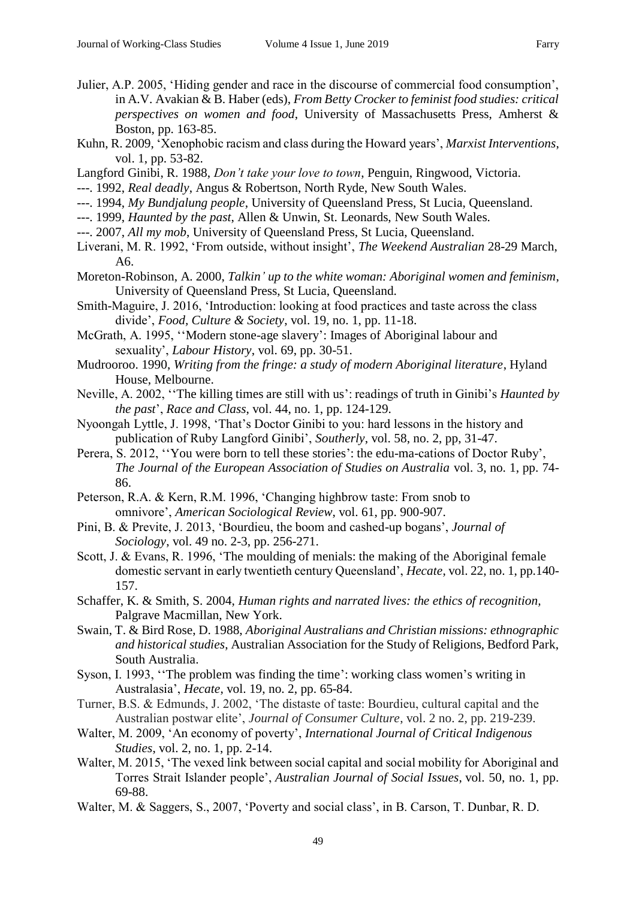Julier, A.P. 2005, 'Hiding gender and race in the discourse of commercial food consumption', in A.V. Avakian & B. Haber (eds), *From Betty Crocker to feminist food studies: critical perspectives on women and food*, University of Massachusetts Press, Amherst & Boston, pp. 163-85.

Kuhn, R. 2009, 'Xenophobic racism and class during the Howard years', *Marxist Interventions*, vol. 1, pp. 53-82.

Langford Ginibi, R. 1988, *Don't take your love to town*, Penguin, Ringwood, Victoria.

---. 1992, *Real deadly*, Angus & Robertson, North Ryde, New South Wales.

---. 1994, *My Bundjalung people*, University of Queensland Press, St Lucia, Queensland.

---. 1999, *Haunted by the past*, Allen & Unwin, St. Leonards, New South Wales.

---. 2007, *All my mob*, University of Queensland Press, St Lucia, Queensland.

Liverani, M. R. 1992, 'From outside, without insight', *The Weekend Australian* 28-29 March, A6.

Moreton-Robinson, A. 2000, *Talkin' up to the white woman: Aboriginal women and feminism*, University of Queensland Press, St Lucia, Queensland.

Smith-Maguire, J. 2016, 'Introduction: looking at food practices and taste across the class divide', *Food, Culture & Society*, vol. 19, no. 1, pp. 11-18.

McGrath, A. 1995, ''Modern stone-age slavery': Images of Aboriginal labour and sexuality', *Labour History*, vol. 69, pp. 30-51.

Mudrooroo. 1990, *Writing from the fringe: a study of modern Aboriginal literature*, Hyland House, Melbourne.

Neville, A. 2002, ''The killing times are still with us': readings of truth in Ginibi's *Haunted by the past*', *Race and Class*, vol. 44, no. 1, pp. 124-129.

Nyoongah Lyttle, J. 1998, 'That's Doctor Ginibi to you: hard lessons in the history and publication of Ruby Langford Ginibi', *Southerly*, vol. 58, no. 2, pp, 31-47.

Perera, S. 2012, ''You were born to tell these stories': the edu-ma-cations of Doctor Ruby', *The Journal of the European Association of Studies on Australia* vol. 3, no. 1, pp. 74-86.

Peterson, R.A. & Kern, R.M. 1996, 'Changing highbrow taste: From snob to omnivore', *American Sociological Review*, vol. 61, pp. 900-907.

Pini, B. & Previte, J. 2013, 'Bourdieu, the boom and cashed-up bogans', *Journal of Sociology*, vol. 49 no. 2-3, pp. 256-271.

Scott, J. & Evans, R. 1996, 'The moulding of menials: the making of the Aboriginal female domestic servant in early twentieth century Queensland', *Hecate*, vol. 22, no. 1, pp.140-157.

Schaffer, K. & Smith, S. 2004, *Human rights and narrated lives: the ethics of recognition*, Palgrave Macmillan, New York.

Swain, T. & Bird Rose, D. 1988, *Aboriginal Australians and Christian missions: ethnographic and historical studies*, Australian Association for the Study of Religions, Bedford Park, South Australia.

Syson, I. 1993, ''The problem was finding the time': working class women's writing in Australasia', *Hecate*, vol. 19, no. 2, pp. 65-84.

Turner, B.S. & Edmunds, J. 2002, 'The distaste of taste: Bourdieu, cultural capital and the Australian postwar elite', *Journal of Consumer Culture*, vol. 2 no. 2, pp. 219-239.

Walter, M. 2009, 'An economy of poverty', *International Journal of Critical Indigenous Studies*, vol. 2, no. 1, pp. 2-14.

Walter, M. 2015, 'The vexed link between social capital and social mobility for Aboriginal and Torres Strait Islander people', *Australian Journal of Social Issues*, vol. 50, no. 1, pp. 69-88.

Walter, M. & Saggers, S., 2007, 'Poverty and social class', in B. Carson, T. Dunbar, R. D.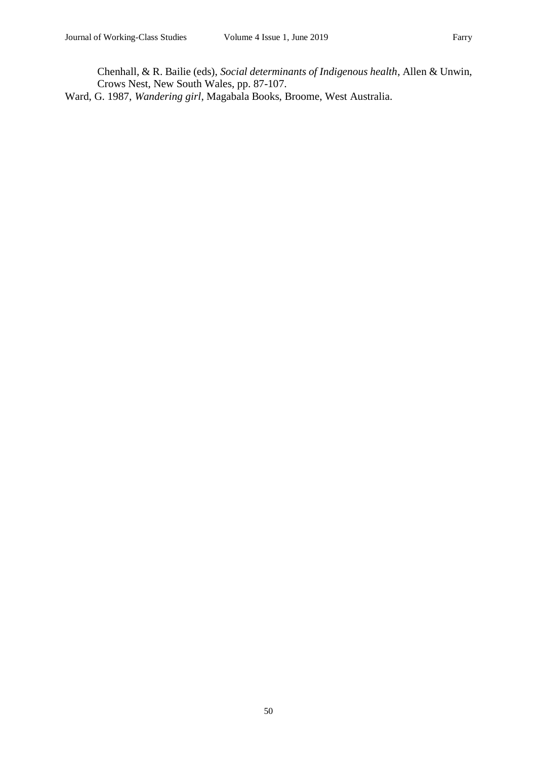Chenhall, & R. Bailie (eds), *Social determinants of Indigenous health*, Allen & Unwin, Crows Nest, New South Wales, pp. 87-107.

Ward, G. 1987, *Wandering girl*, Magabala Books, Broome, West Australia.